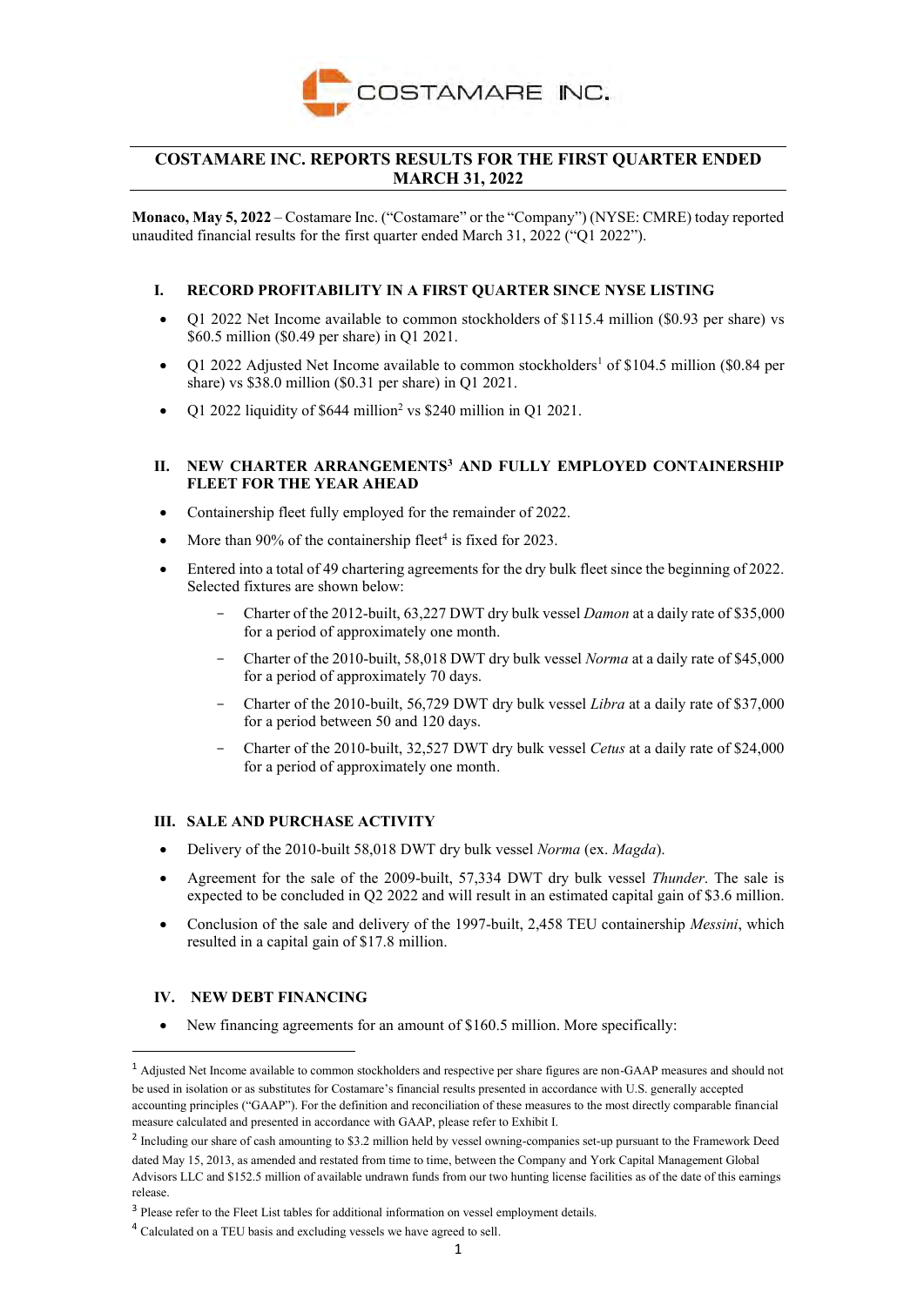COSTAMARE INC.

# COSTAMARE INC. REPORTS RESULTS FOR THE FIRST QUARTER ENDED MARCH 31, 2022

**Monaco, May 5, 2022** – Costamare Inc. ("Costamare" or the "Company") (NYSE: CMRE) today reported unaudited financial results for the first quarter ended March 31, 2022 ("Q1 2022").

## I. RECORD PROFITABILITY IN A FIRST QUARTER SINCE NYSE LISTING

- Q1 2022 Net Income available to common stockholders of $115.4 million ($0.93 per share) vs $60.5 million ($0.49 per share) in Q1 2021.
- Q1 2022 Adjusted Net Income available to common stockholders[1] of $104.5 million ($0.84 per share) vs $38.0 million ($0.31 per share) in Q1 2021.
- Q1 2022 liquidity of $644 million[2] vs $240 million in Q1 2021.

## II. NEW CHARTER ARRANGEMENTS[3] AND FULLY EMPLOYED CONTAINERSHIP FLEET FOR THE YEAR AHEAD

- Containership fleet fully employed for the remainder of 2022.
- More than 90% of the containership fleet[4] is fixed for 2023.
- Entered into a total of 49 chartering agreements for the dry bulk fleet since the beginning of 2022. Selected fixtures are shown below:
  - Charter of the 2012-built, 63,227 DWT dry bulk vessel *Damon* at a daily rate of $35,000 for a period of approximately one month.
  - Charter of the 2010-built, 58,018 DWT dry bulk vessel *Norma* at a daily rate of $45,000 for a period of approximately 70 days.
  - Charter of the 2010-built, 56,729 DWT dry bulk vessel *Libra* at a daily rate of $37,000 for a period between 50 and 120 days.
  - Charter of the 2010-built, 32,527 DWT dry bulk vessel *Cetus* at a daily rate of $24,000 for a period of approximately one month.

## III. SALE AND PURCHASE ACTIVITY

- Delivery of the 2010-built 58,018 DWT dry bulk vessel *Norma* (ex. *Magda*).
- Agreement for the sale of the 2009-built, 57,334 DWT dry bulk vessel *Thunder*. The sale is expected to be concluded in Q2 2022 and will result in an estimated capital gain of $3.6 million.
- Conclusion of the sale and delivery of the 1997-built, 2,458 TEU containership *Messini*, which resulted in a capital gain of $17.8 million.

## IV. NEW DEBT FINANCING

- New financing agreements for an amount of $160.5 million. More specifically:

---

[1] Adjusted Net Income available to common stockholders and respective per share figures are non-GAAP measures and should not be used in isolation or as substitutes for Costamare's financial results presented in accordance with U.S. generally accepted accounting principles ("GAAP"). For the definition and reconciliation of these measures to the most directly comparable financial measure calculated and presented in accordance with GAAP, please refer to Exhibit I.

[2] Including our share of cash amounting to $3.2 million held by vessel owning-companies set-up pursuant to the Framework Deed dated May 15, 2013, as amended and restated from time to time, between the Company and York Capital Management Global Advisors LLC and $152.5 million of available undrawn funds from our two hunting license facilities as of the date of this earnings release.

[3] Please refer to the Fleet List tables for additional information on vessel employment details.

[4] Calculated on a TEU basis and excluding vessels we have agreed to sell.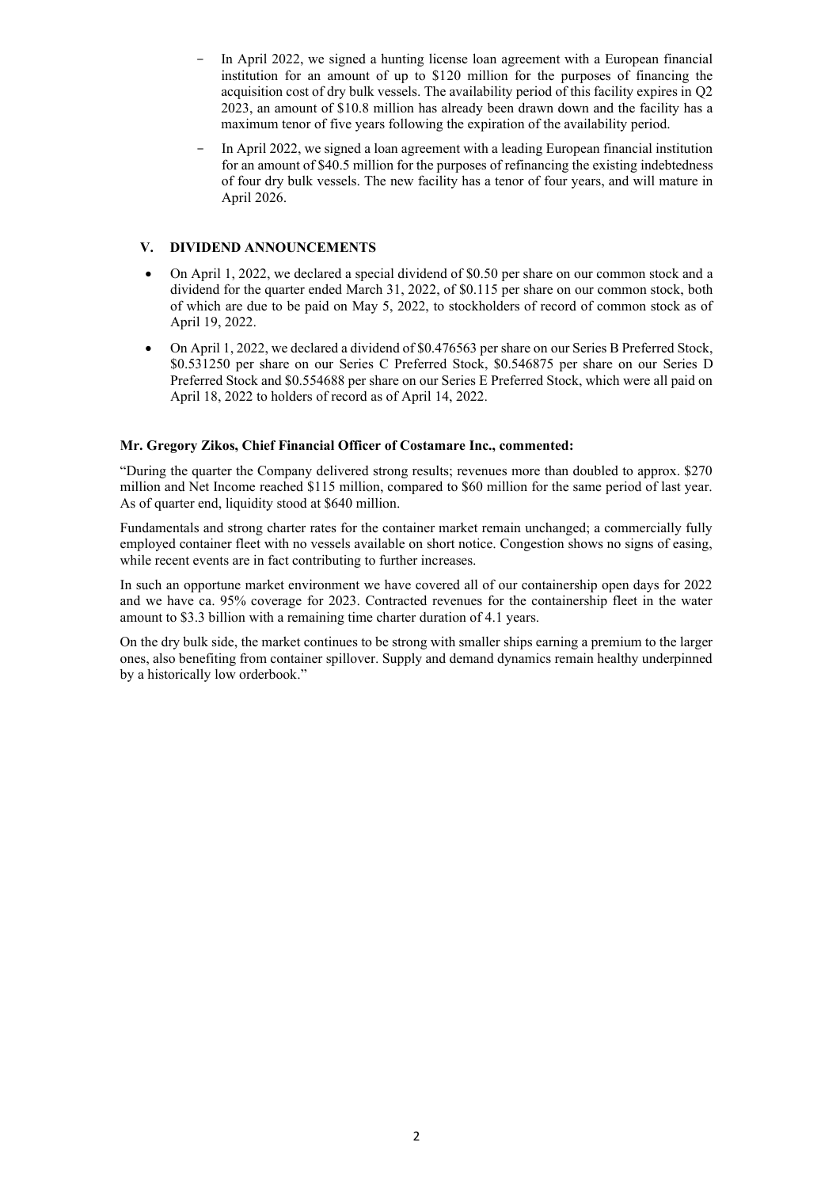- In April 2022, we signed a hunting license loan agreement with a European financial institution for an amount of up to $120 million for the purposes of financing the acquisition cost of dry bulk vessels. The availability period of this facility expires in Q2 2023, an amount of $10.8 million has already been drawn down and the facility has a maximum tenor of five years following the expiration of the availability period.
- In April 2022, we signed a loan agreement with a leading European financial institution for an amount of $40.5 million for the purposes of refinancing the existing indebtedness of four dry bulk vessels. The new facility has a tenor of four years, and will mature in April 2026.

## V. DIVIDEND ANNOUNCEMENTS

- On April 1, 2022, we declared a special dividend of $0.50 per share on our common stock and a dividend for the quarter ended March 31, 2022, of $0.115 per share on our common stock, both of which are due to be paid on May 5, 2022, to stockholders of record of common stock as of April 19, 2022.
- On April 1, 2022, we declared a dividend of $0.476563 per share on our Series B Preferred Stock, $0.531250 per share on our Series C Preferred Stock, $0.546875 per share on our Series D Preferred Stock and $0.554688 per share on our Series E Preferred Stock, which were all paid on April 18, 2022 to holders of record as of April 14, 2022.

**Mr. Gregory Zikos, Chief Financial Officer of Costamare Inc., commented:**

"During the quarter the Company delivered strong results; revenues more than doubled to approx. $270 million and Net Income reached $115 million, compared to $60 million for the same period of last year. As of quarter end, liquidity stood at $640 million.

Fundamentals and strong charter rates for the container market remain unchanged; a commercially fully employed container fleet with no vessels available on short notice. Congestion shows no signs of easing, while recent events are in fact contributing to further increases.

In such an opportune market environment we have covered all of our containership open days for 2022 and we have ca. 95% coverage for 2023. Contracted revenues for the containership fleet in the water amount to $3.3 billion with a remaining time charter duration of 4.1 years.

On the dry bulk side, the market continues to be strong with smaller ships earning a premium to the larger ones, also benefiting from container spillover. Supply and demand dynamics remain healthy underpinned by a historically low orderbook."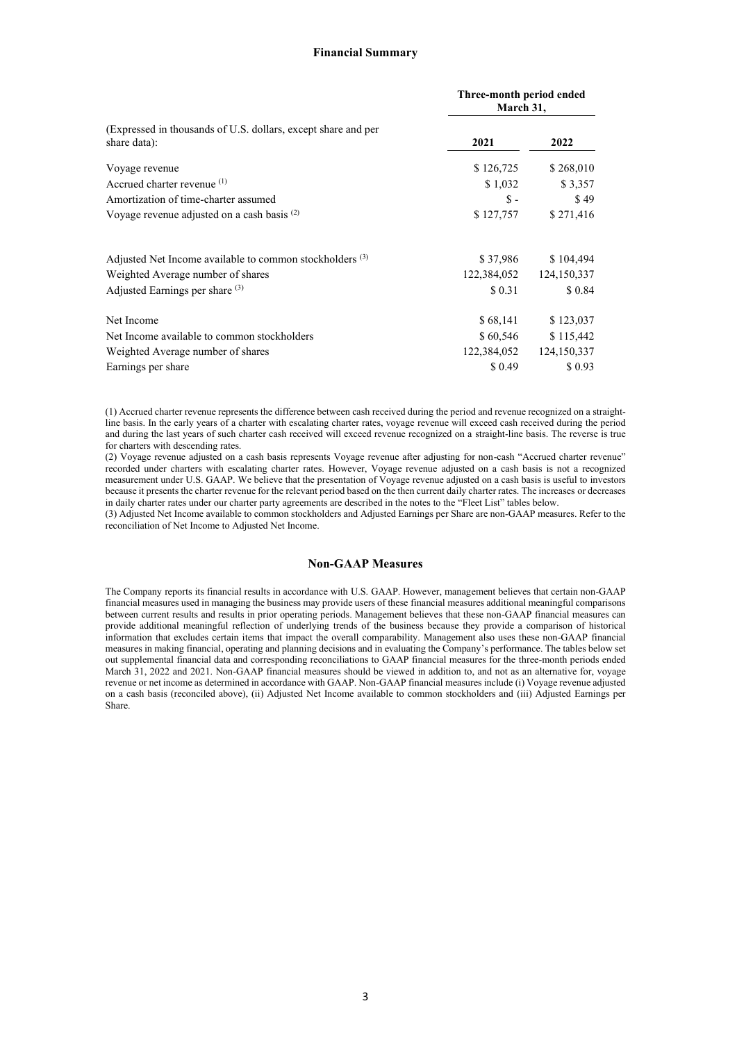## Financial Summary

| (Expressed in thousands of U.S. dollars, except share and per share data): | Three-month period ended March 31, 2021 | 2022 |
|---|---|---|
| Voyage revenue | $ 126,725 | $ 268,010 |
| Accrued charter revenue [(1)] | $ 1,032 | $ 3,357 |
| Amortization of time-charter assumed | $ - | $ 49 |
| Voyage revenue adjusted on a cash basis [(2)] | $ 127,757 | $ 271,416 |
| | | |
| Adjusted Net Income available to common stockholders [(3)] | $ 37,986 | $ 104,494 |
| Weighted Average number of shares | 122,384,052 | 124,150,337 |
| Adjusted Earnings per share [(3)] | $ 0.31 | $ 0.84 |
| | | |
| Net Income | $ 68,141 | $ 123,037 |
| Net Income available to common stockholders | $ 60,546 | $ 115,442 |
| Weighted Average number of shares | 122,384,052 | 124,150,337 |
| Earnings per share | $ 0.49 | $ 0.93 |

(1) Accrued charter revenue represents the difference between cash received during the period and revenue recognized on a straight-line basis. In the early years of a charter with escalating charter rates, voyage revenue will exceed cash received during the period and during the last years of such charter cash received will exceed revenue recognized on a straight-line basis. The reverse is true for charters with descending rates.

(2) Voyage revenue adjusted on a cash basis represents Voyage revenue after adjusting for non-cash "Accrued charter revenue" recorded under charters with escalating charter rates. However, Voyage revenue adjusted on a cash basis is not a recognized measurement under U.S. GAAP. We believe that the presentation of Voyage revenue adjusted on a cash basis is useful to investors because it presents the charter revenue for the relevant period based on the then current daily charter rates. The increases or decreases in daily charter rates under our charter party agreements are described in the notes to the "Fleet List" tables below.

(3) Adjusted Net Income available to common stockholders and Adjusted Earnings per Share are non-GAAP measures. Refer to the reconciliation of Net Income to Adjusted Net Income.

## Non-GAAP Measures

The Company reports its financial results in accordance with U.S. GAAP. However, management believes that certain non-GAAP financial measures used in managing the business may provide users of these financial measures additional meaningful comparisons between current results and results in prior operating periods. Management believes that these non-GAAP financial measures can provide additional meaningful reflection of underlying trends of the business because they provide a comparison of historical information that excludes certain items that impact the overall comparability. Management also uses these non-GAAP financial measures in making financial, operating and planning decisions and in evaluating the Company's performance. The tables below set out supplemental financial data and corresponding reconciliations to GAAP financial measures for the three-month periods ended March 31, 2022 and 2021. Non-GAAP financial measures should be viewed in addition to, and not as an alternative for, voyage revenue or net income as determined in accordance with GAAP. Non-GAAP financial measures include (i) Voyage revenue adjusted on a cash basis (reconciled above), (ii) Adjusted Net Income available to common stockholders and (iii) Adjusted Earnings per Share.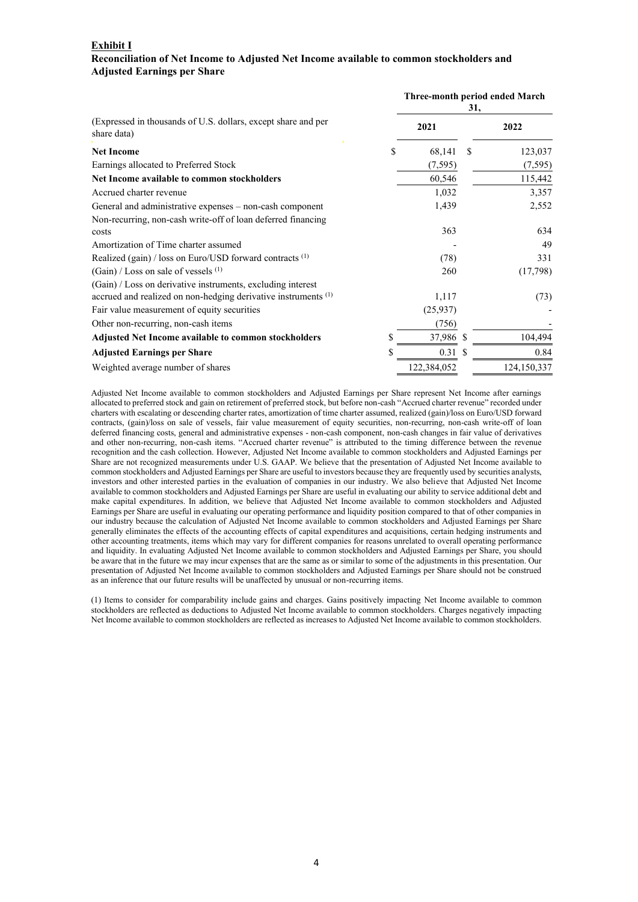**Exhibit I**

**Reconciliation of Net Income to Adjusted Net Income available to common stockholders and Adjusted Earnings per Share**

| (Expressed in thousands of U.S. dollars, except share and per share data) | Three-month period ended March 31, 2021 | Three-month period ended March 31, 2022 |
|---|---|---|
| **Net Income** | $ 68,141 | $ 123,037 |
| Earnings allocated to Preferred Stock | (7,595) | (7,595) |
| **Net Income available to common stockholders** | 60,546 | 115,442 |
| Accrued charter revenue | 1,032 | 3,357 |
| General and administrative expenses – non-cash component | 1,439 | 2,552 |
| Non-recurring, non-cash write-off of loan deferred financing costs | 363 | 634 |
| Amortization of Time charter assumed | - | 49 |
| Realized (gain) / loss on Euro/USD forward contracts (1) | (78) | 331 |
| (Gain) / Loss on sale of vessels (1) | 260 | (17,798) |
| (Gain) / Loss on derivative instruments, excluding interest accrued and realized on non-hedging derivative instruments (1) | 1,117 | (73) |
| Fair value measurement of equity securities | (25,937) | - |
| Other non-recurring, non-cash items | (756) | - |
| **Adjusted Net Income available to common stockholders** | $ 37,986 | $ 104,494 |
| **Adjusted Earnings per Share** | $ 0.31 | $ 0.84 |
| Weighted average number of shares | 122,384,052 | 124,150,337 |

Adjusted Net Income available to common stockholders and Adjusted Earnings per Share represent Net Income after earnings allocated to preferred stock and gain on retirement of preferred stock, but before non-cash "Accrued charter revenue" recorded under charters with escalating or descending charter rates, amortization of time charter assumed, realized (gain)/loss on Euro/USD forward contracts, (gain)/loss on sale of vessels, fair value measurement of equity securities, non-recurring, non-cash write-off of loan deferred financing costs, general and administrative expenses - non-cash component, non-cash changes in fair value of derivatives and other non-recurring, non-cash items. "Accrued charter revenue" is attributed to the timing difference between the revenue recognition and the cash collection. However, Adjusted Net Income available to common stockholders and Adjusted Earnings per Share are not recognized measurements under U.S. GAAP. We believe that the presentation of Adjusted Net Income available to common stockholders and Adjusted Earnings per Share are useful to investors because they are frequently used by securities analysts, investors and other interested parties in the evaluation of companies in our industry. We also believe that Adjusted Net Income available to common stockholders and Adjusted Earnings per Share are useful in evaluating our ability to service additional debt and make capital expenditures. In addition, we believe that Adjusted Net Income available to common stockholders and Adjusted Earnings per Share are useful in evaluating our operating performance and liquidity position compared to that of other companies in our industry because the calculation of Adjusted Net Income available to common stockholders and Adjusted Earnings per Share generally eliminates the effects of the accounting effects of capital expenditures and acquisitions, certain hedging instruments and other accounting treatments, items which may vary for different companies for reasons unrelated to overall operating performance and liquidity. In evaluating Adjusted Net Income available to common stockholders and Adjusted Earnings per Share, you should be aware that in the future we may incur expenses that are the same as or similar to some of the adjustments in this presentation. Our presentation of Adjusted Net Income available to common stockholders and Adjusted Earnings per Share should not be construed as an inference that our future results will be unaffected by unusual or non-recurring items.

(1) Items to consider for comparability include gains and charges. Gains positively impacting Net Income available to common stockholders are reflected as deductions to Adjusted Net Income available to common stockholders. Charges negatively impacting Net Income available to common stockholders are reflected as increases to Adjusted Net Income available to common stockholders.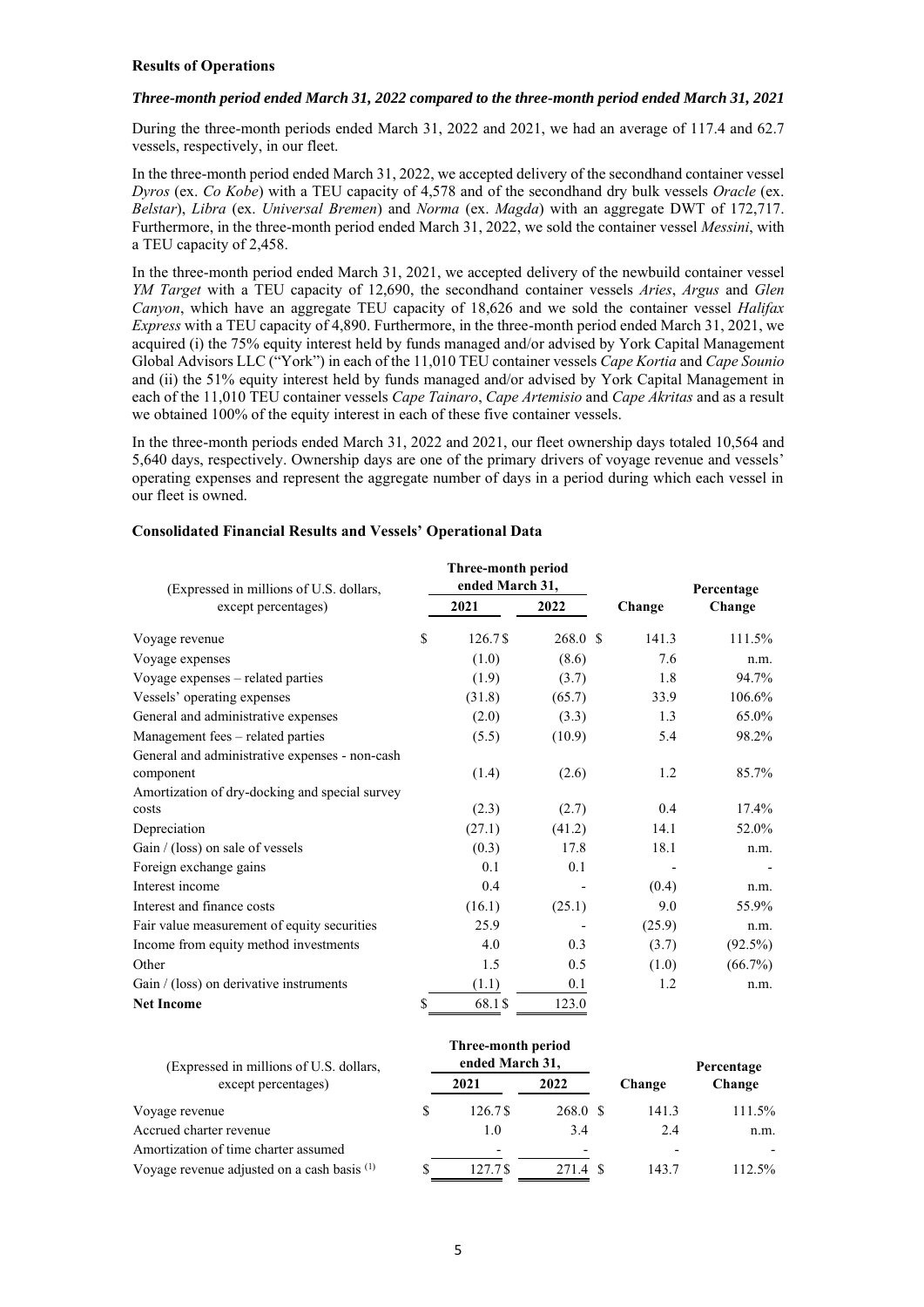**Results of Operations**

***Three-month period ended March 31, 2022 compared to the three-month period ended March 31, 2021***

During the three-month periods ended March 31, 2022 and 2021, we had an average of 117.4 and 62.7 vessels, respectively, in our fleet.

In the three-month period ended March 31, 2022, we accepted delivery of the secondhand container vessel *Dyros* (ex. *Co Kobe*) with a TEU capacity of 4,578 and of the secondhand dry bulk vessels *Oracle* (ex. *Belstar*), *Libra* (ex. *Universal Bremen*) and *Norma* (ex. *Magda*) with an aggregate DWT of 172,717. Furthermore, in the three-month period ended March 31, 2022, we sold the container vessel *Messini*, with a TEU capacity of 2,458.

In the three-month period ended March 31, 2021, we accepted delivery of the newbuild container vessel *YM Target* with a TEU capacity of 12,690, the secondhand container vessels *Aries*, *Argus* and *Glen Canyon*, which have an aggregate TEU capacity of 18,626 and we sold the container vessel *Halifax Express* with a TEU capacity of 4,890. Furthermore, in the three-month period ended March 31, 2021, we acquired (i) the 75% equity interest held by funds managed and/or advised by York Capital Management Global Advisors LLC ("York") in each of the 11,010 TEU container vessels *Cape Kortia* and *Cape Sounio* and (ii) the 51% equity interest held by funds managed and/or advised by York Capital Management in each of the 11,010 TEU container vessels *Cape Tainaro*, *Cape Artemisio* and *Cape Akritas* and as a result we obtained 100% of the equity interest in each of these five container vessels.

In the three-month periods ended March 31, 2022 and 2021, our fleet ownership days totaled 10,564 and 5,640 days, respectively. Ownership days are one of the primary drivers of voyage revenue and vessels' operating expenses and represent the aggregate number of days in a period during which each vessel in our fleet is owned.

**Consolidated Financial Results and Vessels' Operational Data**

| (Expressed in millions of U.S. dollars, except percentages) | Three-month period ended March 31, 2021 | Three-month period ended March 31, 2022 | Change | Percentage Change |
|---|---|---|---|---|
| Voyage revenue | $ 126.7 | $ 268.0 | $ 141.3 | 111.5% |
| Voyage expenses | (1.0) | (8.6) | 7.6 | n.m. |
| Voyage expenses – related parties | (1.9) | (3.7) | 1.8 | 94.7% |
| Vessels' operating expenses | (31.8) | (65.7) | 33.9 | 106.6% |
| General and administrative expenses | (2.0) | (3.3) | 1.3 | 65.0% |
| Management fees – related parties | (5.5) | (10.9) | 5.4 | 98.2% |
| General and administrative expenses - non-cash component | (1.4) | (2.6) | 1.2 | 85.7% |
| Amortization of dry-docking and special survey costs | (2.3) | (2.7) | 0.4 | 17.4% |
| Depreciation | (27.1) | (41.2) | 14.1 | 52.0% |
| Gain / (loss) on sale of vessels | (0.3) | 17.8 | 18.1 | n.m. |
| Foreign exchange gains | 0.1 | 0.1 | - | - |
| Interest income | 0.4 | - | (0.4) | n.m. |
| Interest and finance costs | (16.1) | (25.1) | 9.0 | 55.9% |
| Fair value measurement of equity securities | 25.9 | - | (25.9) | n.m. |
| Income from equity method investments | 4.0 | 0.3 | (3.7) | (92.5%) |
| Other | 1.5 | 0.5 | (1.0) | (66.7%) |
| Gain / (loss) on derivative instruments | (1.1) | 0.1 | 1.2 | n.m. |
| **Net Income** | $ 68.1 | $ 123.0 | | |

| (Expressed in millions of U.S. dollars, except percentages) | Three-month period ended March 31, 2021 | Three-month period ended March 31, 2022 | Change | Percentage Change |
|---|---|---|---|---|
| Voyage revenue | $ 126.7 | $ 268.0 | $ 141.3 | 111.5% |
| Accrued charter revenue | 1.0 | 3.4 | 2.4 | n.m. |
| Amortization of time charter assumed | - | - | - | - |
| Voyage revenue adjusted on a cash basis [(1)] | $ 127.7 | $ 271.4 | $ 143.7 | 112.5% |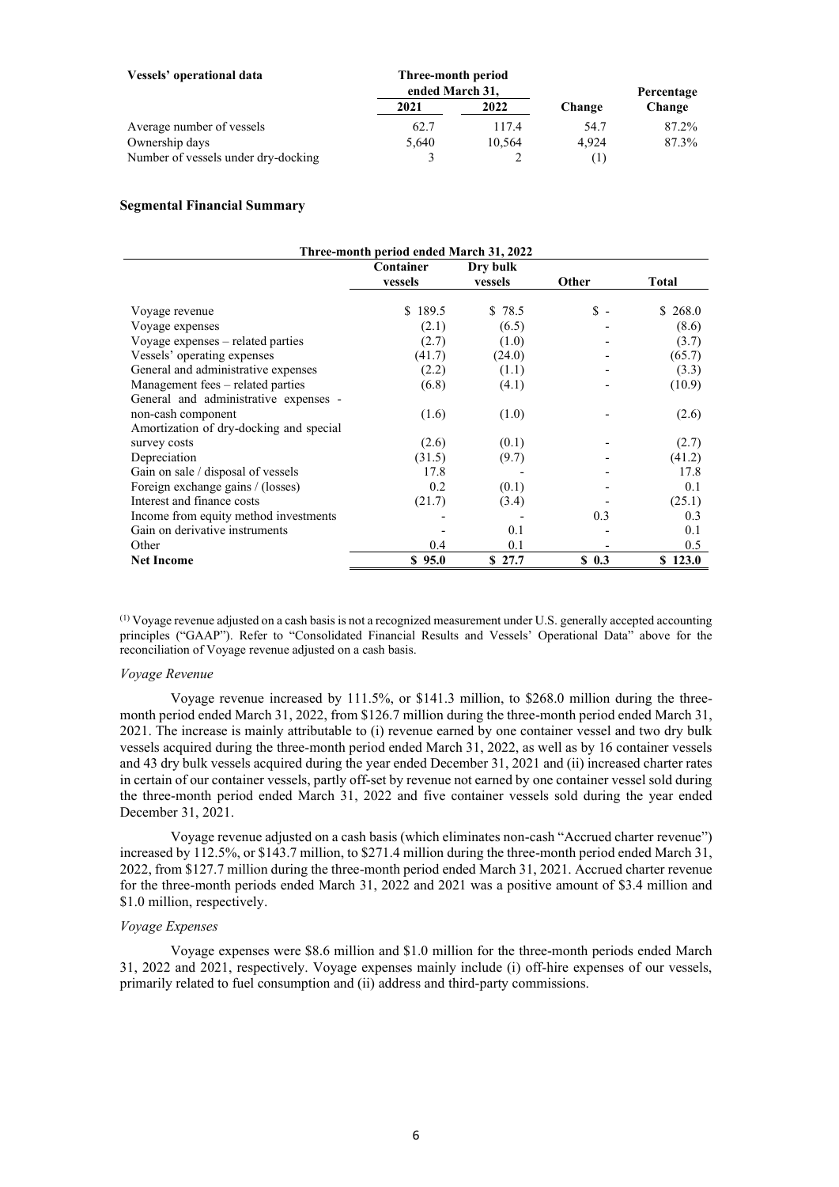| Vessels' operational data | Three-month period ended March 31, | | Change | Percentage Change |
|---|---|---|---|---|
| | 2021 | 2022 | | |
| Average number of vessels | 62.7 | 117.4 | 54.7 | 87.2% |
| Ownership days | 5,640 | 10,564 | 4,924 | 87.3% |
| Number of vessels under dry-docking | 3 | 2 | (1) | |

**Segmental Financial Summary**

| Three-month period ended March 31, 2022 | Container vessels | Dry bulk vessels | Other | Total |
|---|---|---|---|---|
| Voyage revenue | $ 189.5 | $ 78.5 | $ - | $ 268.0 |
| Voyage expenses | (2.1) | (6.5) | - | (8.6) |
| Voyage expenses – related parties | (2.7) | (1.0) | - | (3.7) |
| Vessels' operating expenses | (41.7) | (24.0) | - | (65.7) |
| General and administrative expenses | (2.2) | (1.1) | - | (3.3) |
| Management fees – related parties | (6.8) | (4.1) | - | (10.9) |
| General and administrative expenses - non-cash component | (1.6) | (1.0) | - | (2.6) |
| Amortization of dry-docking and special survey costs | (2.6) | (0.1) | - | (2.7) |
| Depreciation | (31.5) | (9.7) | - | (41.2) |
| Gain on sale / disposal of vessels | 17.8 | - | - | 17.8 |
| Foreign exchange gains / (losses) | 0.2 | (0.1) | - | 0.1 |
| Interest and finance costs | (21.7) | (3.4) | - | (25.1) |
| Income from equity method investments | - | - | 0.3 | 0.3 |
| Gain on derivative instruments | - | 0.1 | - | 0.1 |
| Other | 0.4 | 0.1 | - | 0.5 |
| **Net Income** | **$ 95.0** | **$ 27.7** | **$ 0.3** | **$ 123.0** |

(1) Voyage revenue adjusted on a cash basis is not a recognized measurement under U.S. generally accepted accounting principles ("GAAP"). Refer to "Consolidated Financial Results and Vessels' Operational Data" above for the reconciliation of Voyage revenue adjusted on a cash basis.

*Voyage Revenue*

Voyage revenue increased by 111.5%, or \$141.3 million, to \$268.0 million during the three-month period ended March 31, 2022, from \$126.7 million during the three-month period ended March 31, 2021. The increase is mainly attributable to (i) revenue earned by one container vessel and two dry bulk vessels acquired during the three-month period ended March 31, 2022, as well as by 16 container vessels and 43 dry bulk vessels acquired during the year ended December 31, 2021 and (ii) increased charter rates in certain of our container vessels, partly off-set by revenue not earned by one container vessel sold during the three-month period ended March 31, 2022 and five container vessels sold during the year ended December 31, 2021.

Voyage revenue adjusted on a cash basis (which eliminates non-cash "Accrued charter revenue") increased by 112.5%, or \$143.7 million, to \$271.4 million during the three-month period ended March 31, 2022, from \$127.7 million during the three-month period ended March 31, 2021. Accrued charter revenue for the three-month periods ended March 31, 2022 and 2021 was a positive amount of \$3.4 million and \$1.0 million, respectively.

*Voyage Expenses*

Voyage expenses were \$8.6 million and \$1.0 million for the three-month periods ended March 31, 2022 and 2021, respectively. Voyage expenses mainly include (i) off-hire expenses of our vessels, primarily related to fuel consumption and (ii) address and third-party commissions.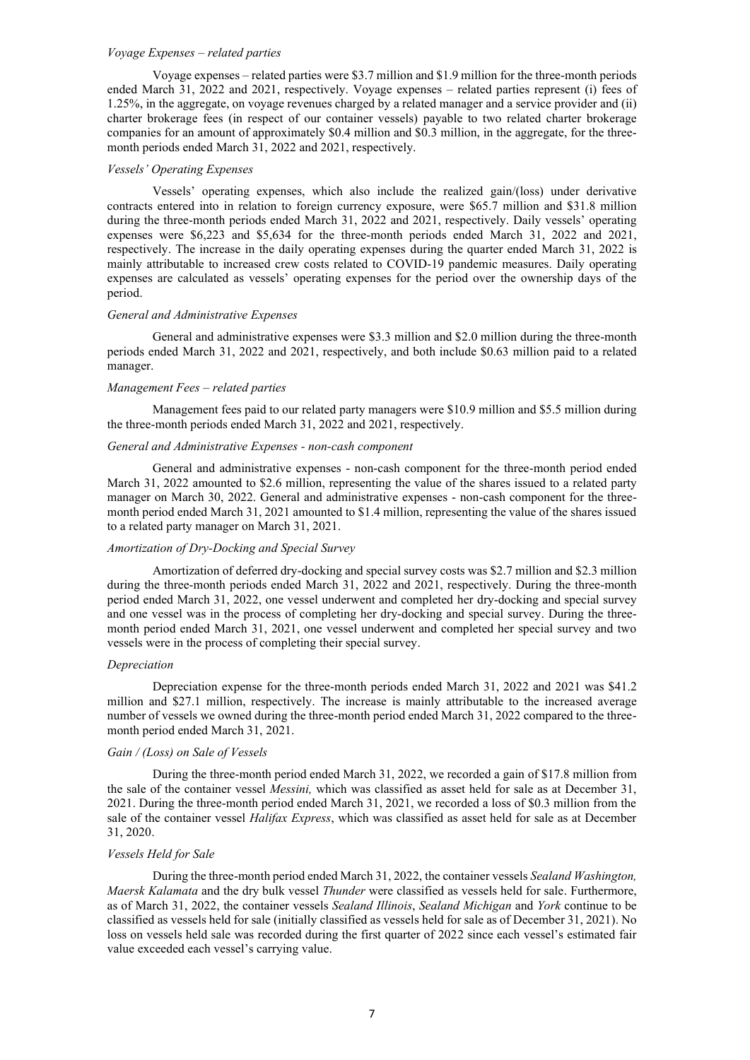*Voyage Expenses – related parties*

Voyage expenses – related parties were $3.7 million and $1.9 million for the three-month periods ended March 31, 2022 and 2021, respectively. Voyage expenses – related parties represent (i) fees of 1.25%, in the aggregate, on voyage revenues charged by a related manager and a service provider and (ii) charter brokerage fees (in respect of our container vessels) payable to two related charter brokerage companies for an amount of approximately $0.4 million and $0.3 million, in the aggregate, for the three-month periods ended March 31, 2022 and 2021, respectively.

*Vessels' Operating Expenses*

Vessels' operating expenses, which also include the realized gain/(loss) under derivative contracts entered into in relation to foreign currency exposure, were $65.7 million and $31.8 million during the three-month periods ended March 31, 2022 and 2021, respectively. Daily vessels' operating expenses were $6,223 and $5,634 for the three-month periods ended March 31, 2022 and 2021, respectively. The increase in the daily operating expenses during the quarter ended March 31, 2022 is mainly attributable to increased crew costs related to COVID-19 pandemic measures. Daily operating expenses are calculated as vessels' operating expenses for the period over the ownership days of the period.

*General and Administrative Expenses*

General and administrative expenses were $3.3 million and $2.0 million during the three-month periods ended March 31, 2022 and 2021, respectively, and both include $0.63 million paid to a related manager.

*Management Fees – related parties*

Management fees paid to our related party managers were $10.9 million and $5.5 million during the three-month periods ended March 31, 2022 and 2021, respectively.

*General and Administrative Expenses - non-cash component*

General and administrative expenses - non-cash component for the three-month period ended March 31, 2022 amounted to $2.6 million, representing the value of the shares issued to a related party manager on March 30, 2022. General and administrative expenses - non-cash component for the three-month period ended March 31, 2021 amounted to $1.4 million, representing the value of the shares issued to a related party manager on March 31, 2021.

*Amortization of Dry-Docking and Special Survey*

Amortization of deferred dry-docking and special survey costs was $2.7 million and $2.3 million during the three-month periods ended March 31, 2022 and 2021, respectively. During the three-month period ended March 31, 2022, one vessel underwent and completed her dry-docking and special survey and one vessel was in the process of completing her dry-docking and special survey. During the three-month period ended March 31, 2021, one vessel underwent and completed her special survey and two vessels were in the process of completing their special survey.

*Depreciation*

Depreciation expense for the three-month periods ended March 31, 2022 and 2021 was $41.2 million and $27.1 million, respectively. The increase is mainly attributable to the increased average number of vessels we owned during the three-month period ended March 31, 2022 compared to the three-month period ended March 31, 2021.

*Gain / (Loss) on Sale of Vessels*

During the three-month period ended March 31, 2022, we recorded a gain of $17.8 million from the sale of the container vessel *Messini,* which was classified as asset held for sale as at December 31, 2021. During the three-month period ended March 31, 2021, we recorded a loss of $0.3 million from the sale of the container vessel *Halifax Express*, which was classified as asset held for sale as at December 31, 2020.

*Vessels Held for Sale*

During the three-month period ended March 31, 2022, the container vessels *Sealand Washington, Maersk Kalamata* and the dry bulk vessel *Thunder* were classified as vessels held for sale. Furthermore, as of March 31, 2022, the container vessels *Sealand Illinois*, *Sealand Michigan* and *York* continue to be classified as vessels held for sale (initially classified as vessels held for sale as of December 31, 2021). No loss on vessels held sale was recorded during the first quarter of 2022 since each vessel's estimated fair value exceeded each vessel's carrying value.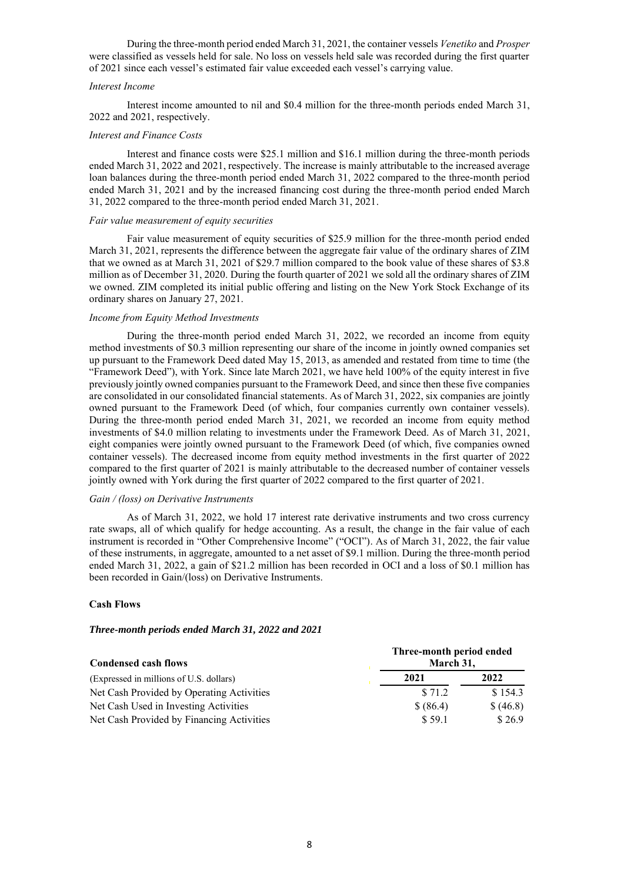During the three-month period ended March 31, 2021, the container vessels *Venetiko* and *Prosper* were classified as vessels held for sale. No loss on vessels held sale was recorded during the first quarter of 2021 since each vessel's estimated fair value exceeded each vessel's carrying value.

*Interest Income*

Interest income amounted to nil and $0.4 million for the three-month periods ended March 31, 2022 and 2021, respectively.

*Interest and Finance Costs*

Interest and finance costs were $25.1 million and $16.1 million during the three-month periods ended March 31, 2022 and 2021, respectively. The increase is mainly attributable to the increased average loan balances during the three-month period ended March 31, 2022 compared to the three-month period ended March 31, 2021 and by the increased financing cost during the three-month period ended March 31, 2022 compared to the three-month period ended March 31, 2021.

*Fair value measurement of equity securities*

Fair value measurement of equity securities of $25.9 million for the three-month period ended March 31, 2021, represents the difference between the aggregate fair value of the ordinary shares of ZIM that we owned as at March 31, 2021 of $29.7 million compared to the book value of these shares of $3.8 million as of December 31, 2020. During the fourth quarter of 2021 we sold all the ordinary shares of ZIM we owned. ZIM completed its initial public offering and listing on the New York Stock Exchange of its ordinary shares on January 27, 2021.

*Income from Equity Method Investments*

During the three-month period ended March 31, 2022, we recorded an income from equity method investments of $0.3 million representing our share of the income in jointly owned companies set up pursuant to the Framework Deed dated May 15, 2013, as amended and restated from time to time (the "Framework Deed"), with York. Since late March 2021, we have held 100% of the equity interest in five previously jointly owned companies pursuant to the Framework Deed, and since then these five companies are consolidated in our consolidated financial statements. As of March 31, 2022, six companies are jointly owned pursuant to the Framework Deed (of which, four companies currently own container vessels). During the three-month period ended March 31, 2021, we recorded an income from equity method investments of $4.0 million relating to investments under the Framework Deed. As of March 31, 2021, eight companies were jointly owned pursuant to the Framework Deed (of which, five companies owned container vessels). The decreased income from equity method investments in the first quarter of 2022 compared to the first quarter of 2021 is mainly attributable to the decreased number of container vessels jointly owned with York during the first quarter of 2022 compared to the first quarter of 2021.

*Gain / (loss) on Derivative Instruments*

As of March 31, 2022, we hold 17 interest rate derivative instruments and two cross currency rate swaps, all of which qualify for hedge accounting. As a result, the change in the fair value of each instrument is recorded in "Other Comprehensive Income" ("OCI"). As of March 31, 2022, the fair value of these instruments, in aggregate, amounted to a net asset of $9.1 million. During the three-month period ended March 31, 2022, a gain of $21.2 million has been recorded in OCI and a loss of $0.1 million has been recorded in Gain/(loss) on Derivative Instruments.

**Cash Flows**

***Three-month periods ended March 31, 2022 and 2021***

| **Condensed cash flows** | **Three-month period ended March 31,** | |
|---|---|---|
| (Expressed in millions of U.S. dollars) | **2021** | **2022** |
| Net Cash Provided by Operating Activities | $ 71.2 | $ 154.3 |
| Net Cash Used in Investing Activities | $ (86.4) | $ (46.8) |
| Net Cash Provided by Financing Activities | $ 59.1 | $ 26.9 |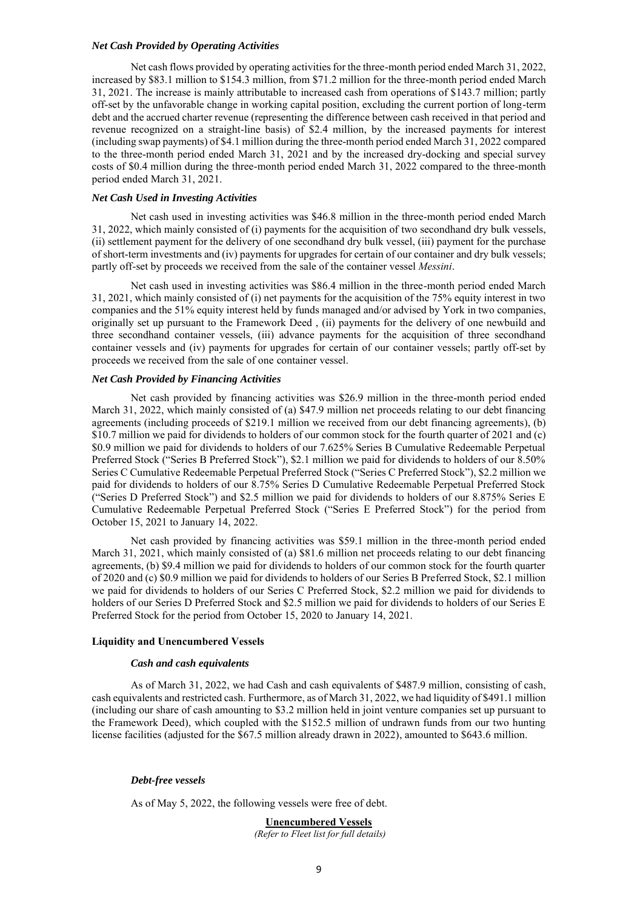### *Net Cash Provided by Operating Activities*

Net cash flows provided by operating activities for the three-month period ended March 31, 2022, increased by $83.1 million to $154.3 million, from $71.2 million for the three-month period ended March 31, 2021. The increase is mainly attributable to increased cash from operations of $143.7 million; partly off-set by the unfavorable change in working capital position, excluding the current portion of long-term debt and the accrued charter revenue (representing the difference between cash received in that period and revenue recognized on a straight-line basis) of $2.4 million, by the increased payments for interest (including swap payments) of $4.1 million during the three-month period ended March 31, 2022 compared to the three-month period ended March 31, 2021 and by the increased dry-docking and special survey costs of $0.4 million during the three-month period ended March 31, 2022 compared to the three-month period ended March 31, 2021.

### *Net Cash Used in Investing Activities*

Net cash used in investing activities was $46.8 million in the three-month period ended March 31, 2022, which mainly consisted of (i) payments for the acquisition of two secondhand dry bulk vessels, (ii) settlement payment for the delivery of one secondhand dry bulk vessel, (iii) payment for the purchase of short-term investments and (iv) payments for upgrades for certain of our container and dry bulk vessels; partly off-set by proceeds we received from the sale of the container vessel *Messini*.

Net cash used in investing activities was $86.4 million in the three-month period ended March 31, 2021, which mainly consisted of (i) net payments for the acquisition of the 75% equity interest in two companies and the 51% equity interest held by funds managed and/or advised by York in two companies, originally set up pursuant to the Framework Deed , (ii) payments for the delivery of one newbuild and three secondhand container vessels, (iii) advance payments for the acquisition of three secondhand container vessels and (iv) payments for upgrades for certain of our container vessels; partly off-set by proceeds we received from the sale of one container vessel.

### *Net Cash Provided by Financing Activities*

Net cash provided by financing activities was $26.9 million in the three-month period ended March 31, 2022, which mainly consisted of (a) $47.9 million net proceeds relating to our debt financing agreements (including proceeds of $219.1 million we received from our debt financing agreements), (b) $10.7 million we paid for dividends to holders of our common stock for the fourth quarter of 2021 and (c) $0.9 million we paid for dividends to holders of our 7.625% Series B Cumulative Redeemable Perpetual Preferred Stock ("Series B Preferred Stock"), $2.1 million we paid for dividends to holders of our 8.50% Series C Cumulative Redeemable Perpetual Preferred Stock ("Series C Preferred Stock"), $2.2 million we paid for dividends to holders of our 8.75% Series D Cumulative Redeemable Perpetual Preferred Stock ("Series D Preferred Stock") and $2.5 million we paid for dividends to holders of our 8.875% Series E Cumulative Redeemable Perpetual Preferred Stock ("Series E Preferred Stock") for the period from October 15, 2021 to January 14, 2022.

Net cash provided by financing activities was $59.1 million in the three-month period ended March 31, 2021, which mainly consisted of (a) $81.6 million net proceeds relating to our debt financing agreements, (b) $9.4 million we paid for dividends to holders of our common stock for the fourth quarter of 2020 and (c) $0.9 million we paid for dividends to holders of our Series B Preferred Stock, $2.1 million we paid for dividends to holders of our Series C Preferred Stock, $2.2 million we paid for dividends to holders of our Series D Preferred Stock and $2.5 million we paid for dividends to holders of our Series E Preferred Stock for the period from October 15, 2020 to January 14, 2021.

## Liquidity and Unencumbered Vessels

### *Cash and cash equivalents*

As of March 31, 2022, we had Cash and cash equivalents of $487.9 million, consisting of cash, cash equivalents and restricted cash. Furthermore, as of March 31, 2022, we had liquidity of $491.1 million (including our share of cash amounting to $3.2 million held in joint venture companies set up pursuant to the Framework Deed), which coupled with the $152.5 million of undrawn funds from our two hunting license facilities (adjusted for the $67.5 million already drawn in 2022), amounted to $643.6 million.

### *Debt-free vessels*

As of May 5, 2022, the following vessels were free of debt.

**Unencumbered Vessels**
*(Refer to Fleet list for full details)*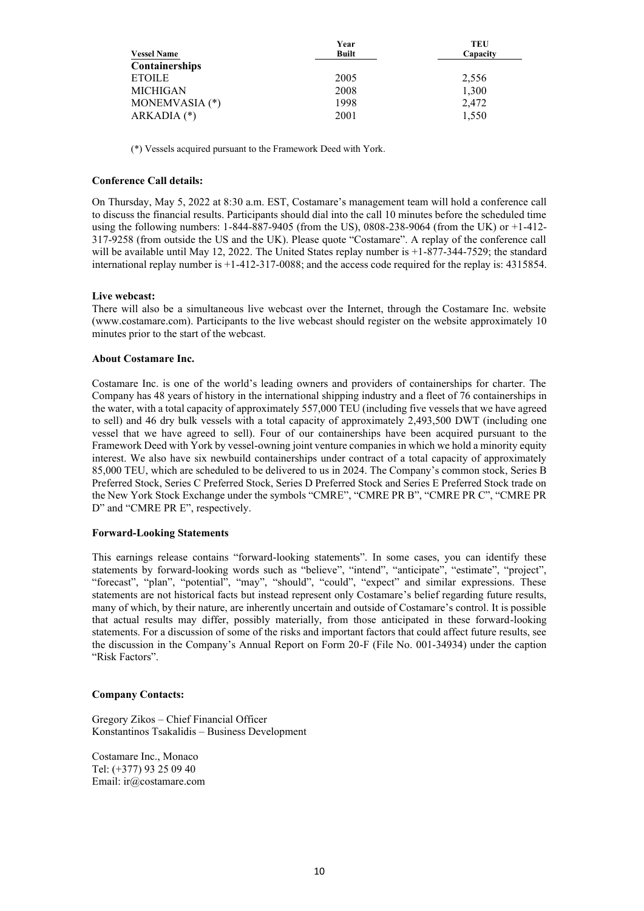| Vessel Name | Year Built | TEU Capacity |
| --- | --- | --- |
| **Containerships** | | |
| ETOILE | 2005 | 2,556 |
| MICHIGAN | 2008 | 1,300 |
| MONEMVASIA (*) | 1998 | 2,472 |
| ARKADIA (*) | 2001 | 1,550 |

(*) Vessels acquired pursuant to the Framework Deed with York.

**Conference Call details:**

On Thursday, May 5, 2022 at 8:30 a.m. EST, Costamare's management team will hold a conference call to discuss the financial results. Participants should dial into the call 10 minutes before the scheduled time using the following numbers: 1-844-887-9405 (from the US), 0808-238-9064 (from the UK) or +1-412-317-9258 (from outside the US and the UK). Please quote "Costamare". A replay of the conference call will be available until May 12, 2022. The United States replay number is +1-877-344-7529; the standard international replay number is +1-412-317-0088; and the access code required for the replay is: 4315854.

**Live webcast:**

There will also be a simultaneous live webcast over the Internet, through the Costamare Inc. website (www.costamare.com). Participants to the live webcast should register on the website approximately 10 minutes prior to the start of the webcast.

**About Costamare Inc.**

Costamare Inc. is one of the world's leading owners and providers of containerships for charter. The Company has 48 years of history in the international shipping industry and a fleet of 76 containerships in the water, with a total capacity of approximately 557,000 TEU (including five vessels that we have agreed to sell) and 46 dry bulk vessels with a total capacity of approximately 2,493,500 DWT (including one vessel that we have agreed to sell). Four of our containerships have been acquired pursuant to the Framework Deed with York by vessel-owning joint venture companies in which we hold a minority equity interest. We also have six newbuild containerships under contract of a total capacity of approximately 85,000 TEU, which are scheduled to be delivered to us in 2024. The Company's common stock, Series B Preferred Stock, Series C Preferred Stock, Series D Preferred Stock and Series E Preferred Stock trade on the New York Stock Exchange under the symbols "CMRE", "CMRE PR B", "CMRE PR C", "CMRE PR D" and "CMRE PR E", respectively.

**Forward-Looking Statements**

This earnings release contains "forward-looking statements". In some cases, you can identify these statements by forward-looking words such as "believe", "intend", "anticipate", "estimate", "project", "forecast", "plan", "potential", "may", "should", "could", "expect" and similar expressions. These statements are not historical facts but instead represent only Costamare's belief regarding future results, many of which, by their nature, are inherently uncertain and outside of Costamare's control. It is possible that actual results may differ, possibly materially, from those anticipated in these forward-looking statements. For a discussion of some of the risks and important factors that could affect future results, see the discussion in the Company's Annual Report on Form 20-F (File No. 001-34934) under the caption "Risk Factors".

**Company Contacts:**

Gregory Zikos – Chief Financial Officer
Konstantinos Tsakalidis – Business Development

Costamare Inc., Monaco
Tel: (+377) 93 25 09 40
Email: ir@costamare.com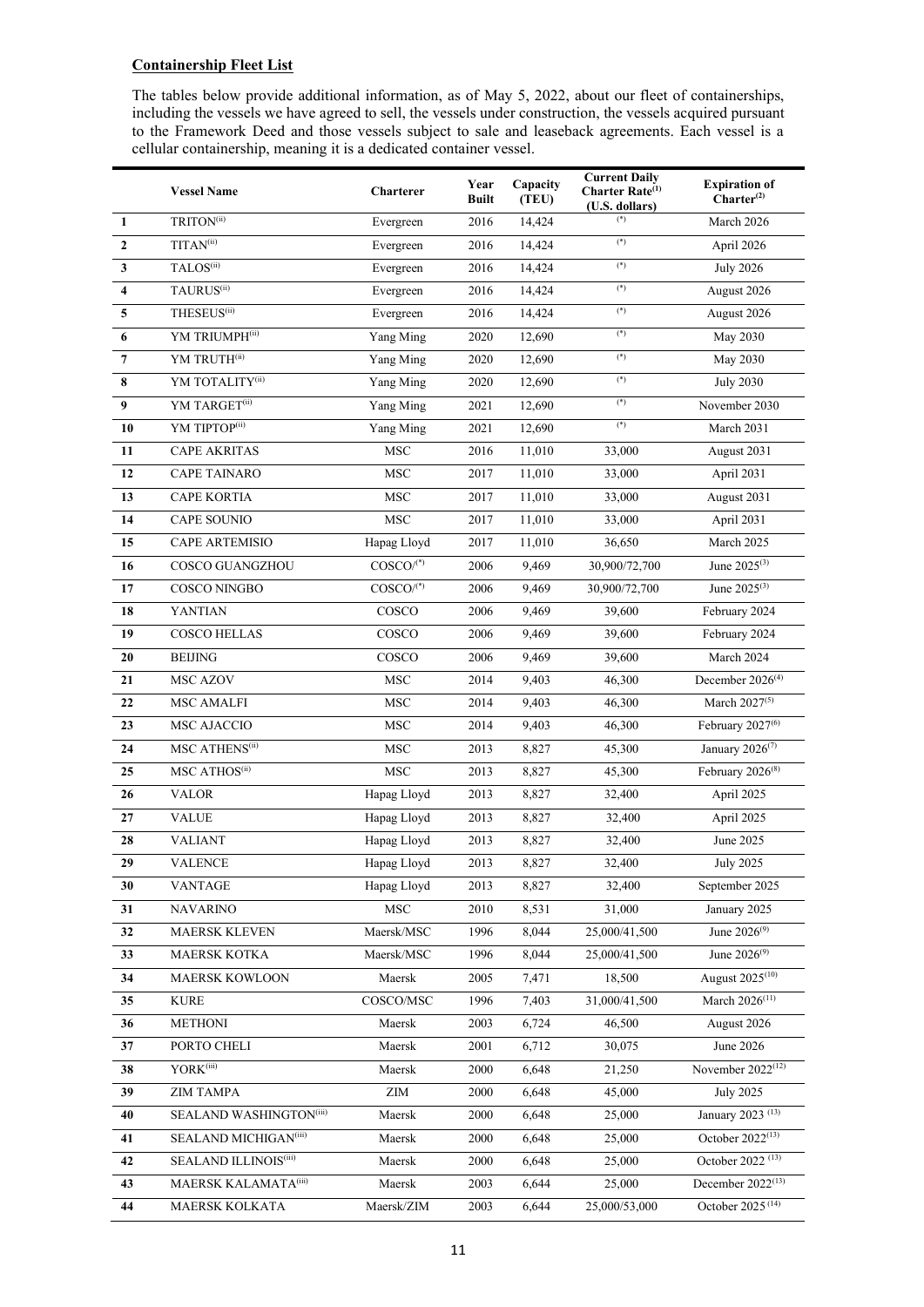## Containership Fleet List

The tables below provide additional information, as of May 5, 2022, about our fleet of containerships, including the vessels we have agreed to sell, the vessels under construction, the vessels acquired pursuant to the Framework Deed and those vessels subject to sale and leaseback agreements. Each vessel is a cellular containership, meaning it is a dedicated container vessel.

| | Vessel Name | Charterer | Year Built | Capacity (TEU) | Current Daily Charter Rate(1) (U.S. dollars) | Expiration of Charter(2) |
|---|---|---|---|---|---|---|
| 1 | TRITON(ii) | Evergreen | 2016 | 14,424 | (*) | March 2026 |
| 2 | TITAN(ii) | Evergreen | 2016 | 14,424 | (*) | April 2026 |
| 3 | TALOS(ii) | Evergreen | 2016 | 14,424 | (*) | July 2026 |
| 4 | TAURUS(ii) | Evergreen | 2016 | 14,424 | (*) | August 2026 |
| 5 | THESEUS(ii) | Evergreen | 2016 | 14,424 | (*) | August 2026 |
| 6 | YM TRIUMPH(ii) | Yang Ming | 2020 | 12,690 | (*) | May 2030 |
| 7 | YM TRUTH(ii) | Yang Ming | 2020 | 12,690 | (*) | May 2030 |
| 8 | YM TOTALITY(ii) | Yang Ming | 2020 | 12,690 | (*) | July 2030 |
| 9 | YM TARGET(ii) | Yang Ming | 2021 | 12,690 | (*) | November 2030 |
| 10 | YM TIPTOP(ii) | Yang Ming | 2021 | 12,690 | (*) | March 2031 |
| 11 | CAPE AKRITAS | MSC | 2016 | 11,010 | 33,000 | August 2031 |
| 12 | CAPE TAINARO | MSC | 2017 | 11,010 | 33,000 | April 2031 |
| 13 | CAPE KORTIA | MSC | 2017 | 11,010 | 33,000 | August 2031 |
| 14 | CAPE SOUNIO | MSC | 2017 | 11,010 | 33,000 | April 2031 |
| 15 | CAPE ARTEMISIO | Hapag Lloyd | 2017 | 11,010 | 36,650 | March 2025 |
| 16 | COSCO GUANGZHOU | COSCO/(*) | 2006 | 9,469 | 30,900/72,700 | June 2025(3) |
| 17 | COSCO NINGBO | COSCO/(*) | 2006 | 9,469 | 30,900/72,700 | June 2025(3) |
| 18 | YANTIAN | COSCO | 2006 | 9,469 | 39,600 | February 2024 |
| 19 | COSCO HELLAS | COSCO | 2006 | 9,469 | 39,600 | February 2024 |
| 20 | BEIJING | COSCO | 2006 | 9,469 | 39,600 | March 2024 |
| 21 | MSC AZOV | MSC | 2014 | 9,403 | 46,300 | December 2026(4) |
| 22 | MSC AMALFI | MSC | 2014 | 9,403 | 46,300 | March 2027(5) |
| 23 | MSC AJACCIO | MSC | 2014 | 9,403 | 46,300 | February 2027(6) |
| 24 | MSC ATHENS(ii) | MSC | 2013 | 8,827 | 45,300 | January 2026(7) |
| 25 | MSC ATHOS(ii) | MSC | 2013 | 8,827 | 45,300 | February 2026(8) |
| 26 | VALOR | Hapag Lloyd | 2013 | 8,827 | 32,400 | April 2025 |
| 27 | VALUE | Hapag Lloyd | 2013 | 8,827 | 32,400 | April 2025 |
| 28 | VALIANT | Hapag Lloyd | 2013 | 8,827 | 32,400 | June 2025 |
| 29 | VALENCE | Hapag Lloyd | 2013 | 8,827 | 32,400 | July 2025 |
| 30 | VANTAGE | Hapag Lloyd | 2013 | 8,827 | 32,400 | September 2025 |
| 31 | NAVARINO | MSC | 2010 | 8,531 | 31,000 | January 2025 |
| 32 | MAERSK KLEVEN | Maersk/MSC | 1996 | 8,044 | 25,000/41,500 | June 2026(9) |
| 33 | MAERSK KOTKA | Maersk/MSC | 1996 | 8,044 | 25,000/41,500 | June 2026(9) |
| 34 | MAERSK KOWLOON | Maersk | 2005 | 7,471 | 18,500 | August 2025(10) |
| 35 | KURE | COSCO/MSC | 1996 | 7,403 | 31,000/41,500 | March 2026(11) |
| 36 | METHONI | Maersk | 2003 | 6,724 | 46,500 | August 2026 |
| 37 | PORTO CHELI | Maersk | 2001 | 6,712 | 30,075 | June 2026 |
| 38 | YORK(iii) | Maersk | 2000 | 6,648 | 21,250 | November 2022(12) |
| 39 | ZIM TAMPA | ZIM | 2000 | 6,648 | 45,000 | July 2025 |
| 40 | SEALAND WASHINGTON(iii) | Maersk | 2000 | 6,648 | 25,000 | January 2023 (13) |
| 41 | SEALAND MICHIGAN(iii) | Maersk | 2000 | 6,648 | 25,000 | October 2022(13) |
| 42 | SEALAND ILLINOIS(iii) | Maersk | 2000 | 6,648 | 25,000 | October 2022 (13) |
| 43 | MAERSK KALAMATA(iii) | Maersk | 2003 | 6,644 | 25,000 | December 2022(13) |
| 44 | MAERSK KOLKATA | Maersk/ZIM | 2003 | 6,644 | 25,000/53,000 | October 2025 (14) |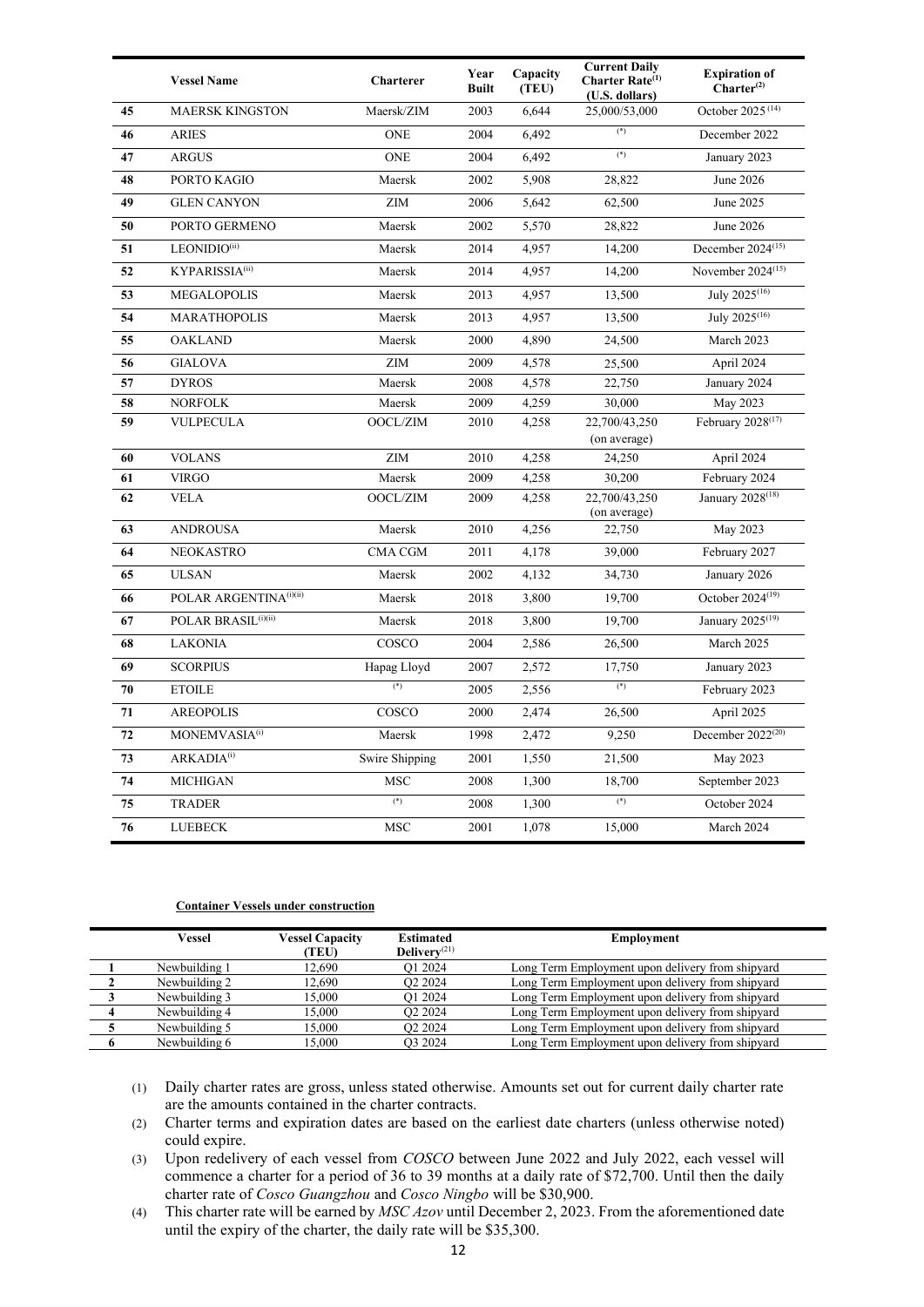|  | Vessel Name | Charterer | Year Built | Capacity (TEU) | Current Daily Charter Rate[1] (U.S. dollars) | Expiration of Charter[2] |
|---|---|---|---|---|---|---|
| 45 | MAERSK KINGSTON | Maersk/ZIM | 2003 | 6,644 | 25,000/53,000 | October 2025 [14] |
| 46 | ARIES | ONE | 2004 | 6,492 | (*) | December 2022 |
| 47 | ARGUS | ONE | 2004 | 6,492 | (*) | January 2023 |
| 48 | PORTO KAGIO | Maersk | 2002 | 5,908 | 28,822 | June 2026 |
| 49 | GLEN CANYON | ZIM | 2006 | 5,642 | 62,500 | June 2025 |
| 50 | PORTO GERMENO | Maersk | 2002 | 5,570 | 28,822 | June 2026 |
| 51 | LEONIDIO[(ii)] | Maersk | 2014 | 4,957 | 14,200 | December 2024[15] |
| 52 | KYPARISSIA[(ii)] | Maersk | 2014 | 4,957 | 14,200 | November 2024[15] |
| 53 | MEGALOPOLIS | Maersk | 2013 | 4,957 | 13,500 | July 2025[16] |
| 54 | MARATHOPOLIS | Maersk | 2013 | 4,957 | 13,500 | July 2025[16] |
| 55 | OAKLAND | Maersk | 2000 | 4,890 | 24,500 | March 2023 |
| 56 | GIALOVA | ZIM | 2009 | 4,578 | 25,500 | April 2024 |
| 57 | DYROS | Maersk | 2008 | 4,578 | 22,750 | January 2024 |
| 58 | NORFOLK | Maersk | 2009 | 4,259 | 30,000 | May 2023 |
| 59 | VULPECULA | OOCL/ZIM | 2010 | 4,258 | 22,700/43,250 (on average) | February 2028[17] |
| 60 | VOLANS | ZIM | 2010 | 4,258 | 24,250 | April 2024 |
| 61 | VIRGO | Maersk | 2009 | 4,258 | 30,200 | February 2024 |
| 62 | VELA | OOCL/ZIM | 2009 | 4,258 | 22,700/43,250 (on average) | January 2028[18] |
| 63 | ANDROUSA | Maersk | 2010 | 4,256 | 22,750 | May 2023 |
| 64 | NEOKASTRO | CMA CGM | 2011 | 4,178 | 39,000 | February 2027 |
| 65 | ULSAN | Maersk | 2002 | 4,132 | 34,730 | January 2026 |
| 66 | POLAR ARGENTINA[(i)(ii)] | Maersk | 2018 | 3,800 | 19,700 | October 2024[19] |
| 67 | POLAR BRASIL[(i)(ii)] | Maersk | 2018 | 3,800 | 19,700 | January 2025[19] |
| 68 | LAKONIA | COSCO | 2004 | 2,586 | 26,500 | March 2025 |
| 69 | SCORPIUS | Hapag Lloyd | 2007 | 2,572 | 17,750 | January 2023 |
| 70 | ETOILE | (*) | 2005 | 2,556 | (*) | February 2023 |
| 71 | AREOPOLIS | COSCO | 2000 | 2,474 | 26,500 | April 2025 |
| 72 | MONEMVASIA[(i)] | Maersk | 1998 | 2,472 | 9,250 | December 2022[20] |
| 73 | ARKADIA[(i)] | Swire Shipping | 2001 | 1,550 | 21,500 | May 2023 |
| 74 | MICHIGAN | MSC | 2008 | 1,300 | 18,700 | September 2023 |
| 75 | TRADER | (*) | 2008 | 1,300 | (*) | October 2024 |
| 76 | LUEBECK | MSC | 2001 | 1,078 | 15,000 | March 2024 |

**Container Vessels under construction**

|  | Vessel | Vessel Capacity (TEU) | Estimated Delivery[21] | Employment |
|---|---|---|---|---|
| 1 | Newbuilding 1 | 12,690 | Q1 2024 | Long Term Employment upon delivery from shipyard |
| 2 | Newbuilding 2 | 12,690 | Q2 2024 | Long Term Employment upon delivery from shipyard |
| 3 | Newbuilding 3 | 15,000 | Q1 2024 | Long Term Employment upon delivery from shipyard |
| 4 | Newbuilding 4 | 15,000 | Q2 2024 | Long Term Employment upon delivery from shipyard |
| 5 | Newbuilding 5 | 15,000 | Q2 2024 | Long Term Employment upon delivery from shipyard |
| 6 | Newbuilding 6 | 15,000 | Q3 2024 | Long Term Employment upon delivery from shipyard |

(1) Daily charter rates are gross, unless stated otherwise. Amounts set out for current daily charter rate are the amounts contained in the charter contracts.

(2) Charter terms and expiration dates are based on the earliest date charters (unless otherwise noted) could expire.

(3) Upon redelivery of each vessel from *COSCO* between June 2022 and July 2022, each vessel will commence a charter for a period of 36 to 39 months at a daily rate of $72,700. Until then the daily charter rate of *Cosco Guangzhou* and *Cosco Ningbo* will be $30,900.

(4) This charter rate will be earned by *MSC Azov* until December 2, 2023. From the aforementioned date until the expiry of the charter, the daily rate will be $35,300.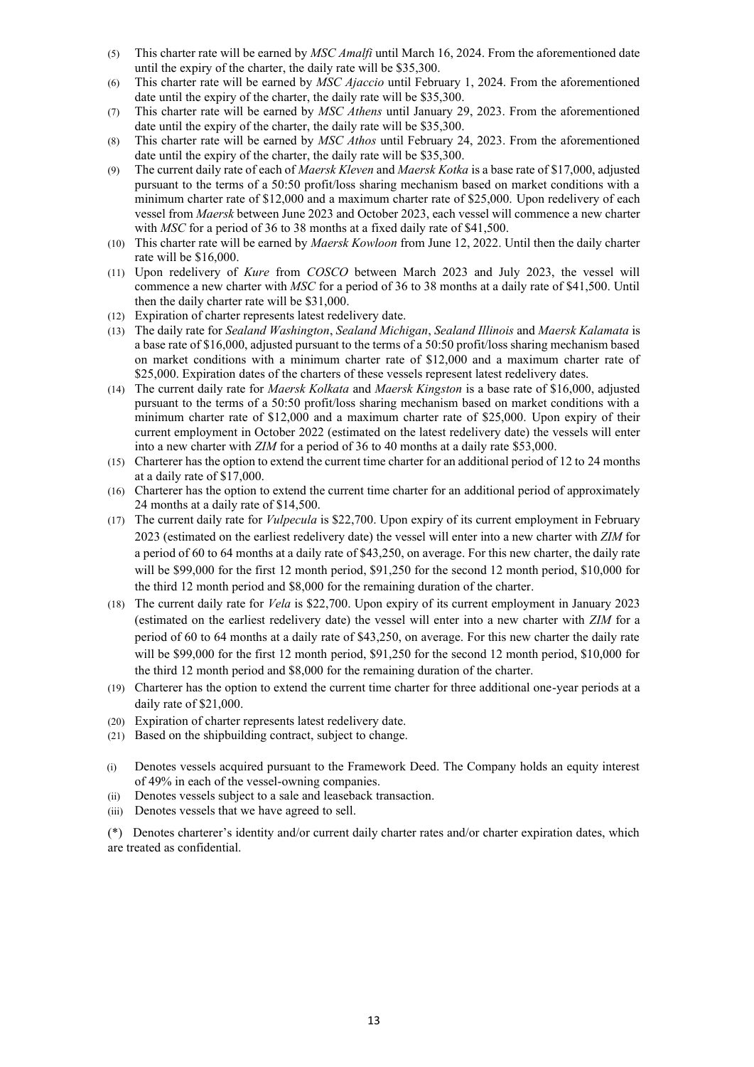(5) This charter rate will be earned by *MSC Amalfi* until March 16, 2024. From the aforementioned date until the expiry of the charter, the daily rate will be $35,300.

(6) This charter rate will be earned by *MSC Ajaccio* until February 1, 2024. From the aforementioned date until the expiry of the charter, the daily rate will be $35,300.

(7) This charter rate will be earned by *MSC Athens* until January 29, 2023. From the aforementioned date until the expiry of the charter, the daily rate will be $35,300.

(8) This charter rate will be earned by *MSC Athos* until February 24, 2023. From the aforementioned date until the expiry of the charter, the daily rate will be $35,300.

(9) The current daily rate of each of *Maersk Kleven* and *Maersk Kotka* is a base rate of $17,000, adjusted pursuant to the terms of a 50:50 profit/loss sharing mechanism based on market conditions with a minimum charter rate of $12,000 and a maximum charter rate of $25,000. Upon redelivery of each vessel from *Maersk* between June 2023 and October 2023, each vessel will commence a new charter with *MSC* for a period of 36 to 38 months at a fixed daily rate of $41,500.

(10) This charter rate will be earned by *Maersk Kowloon* from June 12, 2022. Until then the daily charter rate will be $16,000.

(11) Upon redelivery of *Kure* from *COSCO* between March 2023 and July 2023, the vessel will commence a new charter with *MSC* for a period of 36 to 38 months at a daily rate of $41,500. Until then the daily charter rate will be $31,000.

(12) Expiration of charter represents latest redelivery date.

(13) The daily rate for *Sealand Washington*, *Sealand Michigan*, *Sealand Illinois* and *Maersk Kalamata* is a base rate of $16,000, adjusted pursuant to the terms of a 50:50 profit/loss sharing mechanism based on market conditions with a minimum charter rate of $12,000 and a maximum charter rate of $25,000. Expiration dates of the charters of these vessels represent latest redelivery dates.

(14) The current daily rate for *Maersk Kolkata* and *Maersk Kingston* is a base rate of $16,000, adjusted pursuant to the terms of a 50:50 profit/loss sharing mechanism based on market conditions with a minimum charter rate of $12,000 and a maximum charter rate of $25,000. Upon expiry of their current employment in October 2022 (estimated on the latest redelivery date) the vessels will enter into a new charter with *ZIM* for a period of 36 to 40 months at a daily rate $53,000.

(15) Charterer has the option to extend the current time charter for an additional period of 12 to 24 months at a daily rate of $17,000.

(16) Charterer has the option to extend the current time charter for an additional period of approximately 24 months at a daily rate of $14,500.

(17) The current daily rate for *Vulpecula* is $22,700. Upon expiry of its current employment in February 2023 (estimated on the earliest redelivery date) the vessel will enter into a new charter with *ZIM* for a period of 60 to 64 months at a daily rate of $43,250, on average. For this new charter, the daily rate will be $99,000 for the first 12 month period, $91,250 for the second 12 month period, $10,000 for the third 12 month period and $8,000 for the remaining duration of the charter.

(18) The current daily rate for *Vela* is $22,700. Upon expiry of its current employment in January 2023 (estimated on the earliest redelivery date) the vessel will enter into a new charter with *ZIM* for a period of 60 to 64 months at a daily rate of $43,250, on average. For this new charter the daily rate will be $99,000 for the first 12 month period, $91,250 for the second 12 month period, $10,000 for the third 12 month period and $8,000 for the remaining duration of the charter.

(19) Charterer has the option to extend the current time charter for three additional one-year periods at a daily rate of $21,000.

(20) Expiration of charter represents latest redelivery date.

(21) Based on the shipbuilding contract, subject to change.

(i) Denotes vessels acquired pursuant to the Framework Deed. The Company holds an equity interest of 49% in each of the vessel-owning companies.

(ii) Denotes vessels subject to a sale and leaseback transaction.

(iii) Denotes vessels that we have agreed to sell.

(*) Denotes charterer's identity and/or current daily charter rates and/or charter expiration dates, which are treated as confidential.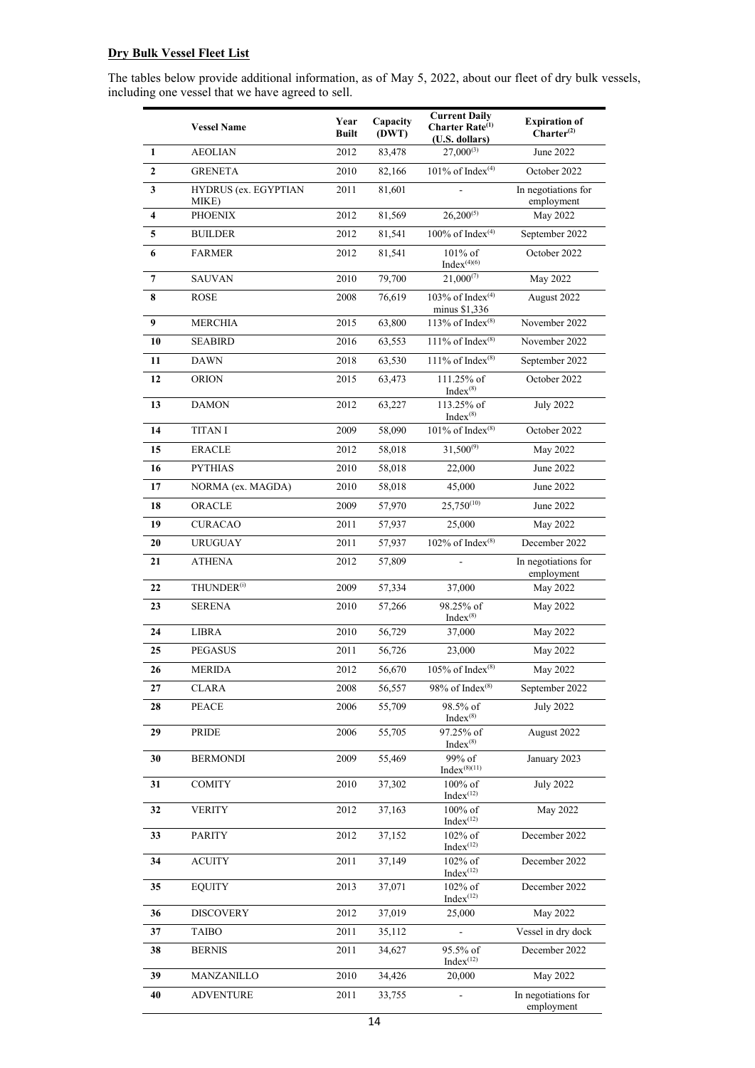## **Dry Bulk Vessel Fleet List**

The tables below provide additional information, as of May 5, 2022, about our fleet of dry bulk vessels, including one vessel that we have agreed to sell.

| | Vessel Name | Year Built | Capacity (DWT) | Current Daily Charter Rate[(1)] (U.S. dollars) | Expiration of Charter[(2)] |
|---|---|---|---|---|---|
| 1 | AEOLIAN | 2012 | 83,478 | 27,000[(3)] | June 2022 |
| 2 | GRENETA | 2010 | 82,166 | 101% of Index[(4)] | October 2022 |
| 3 | HYDRUS (ex. EGYPTIAN MIKE) | 2011 | 81,601 | - | In negotiations for employment |
| 4 | PHOENIX | 2012 | 81,569 | 26,200[(5)] | May 2022 |
| 5 | BUILDER | 2012 | 81,541 | 100% of Index[(4)] | September 2022 |
| 6 | FARMER | 2012 | 81,541 | 101% of Index[(4)(6)] | October 2022 |
| 7 | SAUVAN | 2010 | 79,700 | 21,000[(7)] | May 2022 |
| 8 | ROSE | 2008 | 76,619 | 103% of Index[(4)] minus $1,336 | August 2022 |
| 9 | MERCHIA | 2015 | 63,800 | 113% of Index[(8)] | November 2022 |
| 10 | SEABIRD | 2016 | 63,553 | 111% of Index[(8)] | November 2022 |
| 11 | DAWN | 2018 | 63,530 | 111% of Index[(8)] | September 2022 |
| 12 | ORION | 2015 | 63,473 | 111.25% of Index[(8)] | October 2022 |
| 13 | DAMON | 2012 | 63,227 | 113.25% of Index[(8)] | July 2022 |
| 14 | TITAN I | 2009 | 58,090 | 101% of Index[(8)] | October 2022 |
| 15 | ERACLE | 2012 | 58,018 | 31,500[(9)] | May 2022 |
| 16 | PYTHIAS | 2010 | 58,018 | 22,000 | June 2022 |
| 17 | NORMA (ex. MAGDA) | 2010 | 58,018 | 45,000 | June 2022 |
| 18 | ORACLE | 2009 | 57,970 | 25,750[(10)] | June 2022 |
| 19 | CURACAO | 2011 | 57,937 | 25,000 | May 2022 |
| 20 | URUGUAY | 2011 | 57,937 | 102% of Index[(8)] | December 2022 |
| 21 | ATHENA | 2012 | 57,809 | - | In negotiations for employment |
| 22 | THUNDER[(i)] | 2009 | 57,334 | 37,000 | May 2022 |
| 23 | SERENA | 2010 | 57,266 | 98.25% of Index[(8)] | May 2022 |
| 24 | LIBRA | 2010 | 56,729 | 37,000 | May 2022 |
| 25 | PEGASUS | 2011 | 56,726 | 23,000 | May 2022 |
| 26 | MERIDA | 2012 | 56,670 | 105% of Index[(8)] | May 2022 |
| 27 | CLARA | 2008 | 56,557 | 98% of Index[(8)] | September 2022 |
| 28 | PEACE | 2006 | 55,709 | 98.5% of Index[(8)] | July 2022 |
| 29 | PRIDE | 2006 | 55,705 | 97.25% of Index[(8)] | August 2022 |
| 30 | BERMONDI | 2009 | 55,469 | 99% of Index[(8)(11)] | January 2023 |
| 31 | COMITY | 2010 | 37,302 | 100% of Index[(12)] | July 2022 |
| 32 | VERITY | 2012 | 37,163 | 100% of Index[(12)] | May 2022 |
| 33 | PARITY | 2012 | 37,152 | 102% of Index[(12)] | December 2022 |
| 34 | ACUITY | 2011 | 37,149 | 102% of Index[(12)] | December 2022 |
| 35 | EQUITY | 2013 | 37,071 | 102% of Index[(12)] | December 2022 |
| 36 | DISCOVERY | 2012 | 37,019 | 25,000 | May 2022 |
| 37 | TAIBO | 2011 | 35,112 | - | Vessel in dry dock |
| 38 | BERNIS | 2011 | 34,627 | 95.5% of Index[(12)] | December 2022 |
| 39 | MANZANILLO | 2010 | 34,426 | 20,000 | May 2022 |
| 40 | ADVENTURE | 2011 | 33,755 | - | In negotiations for employment |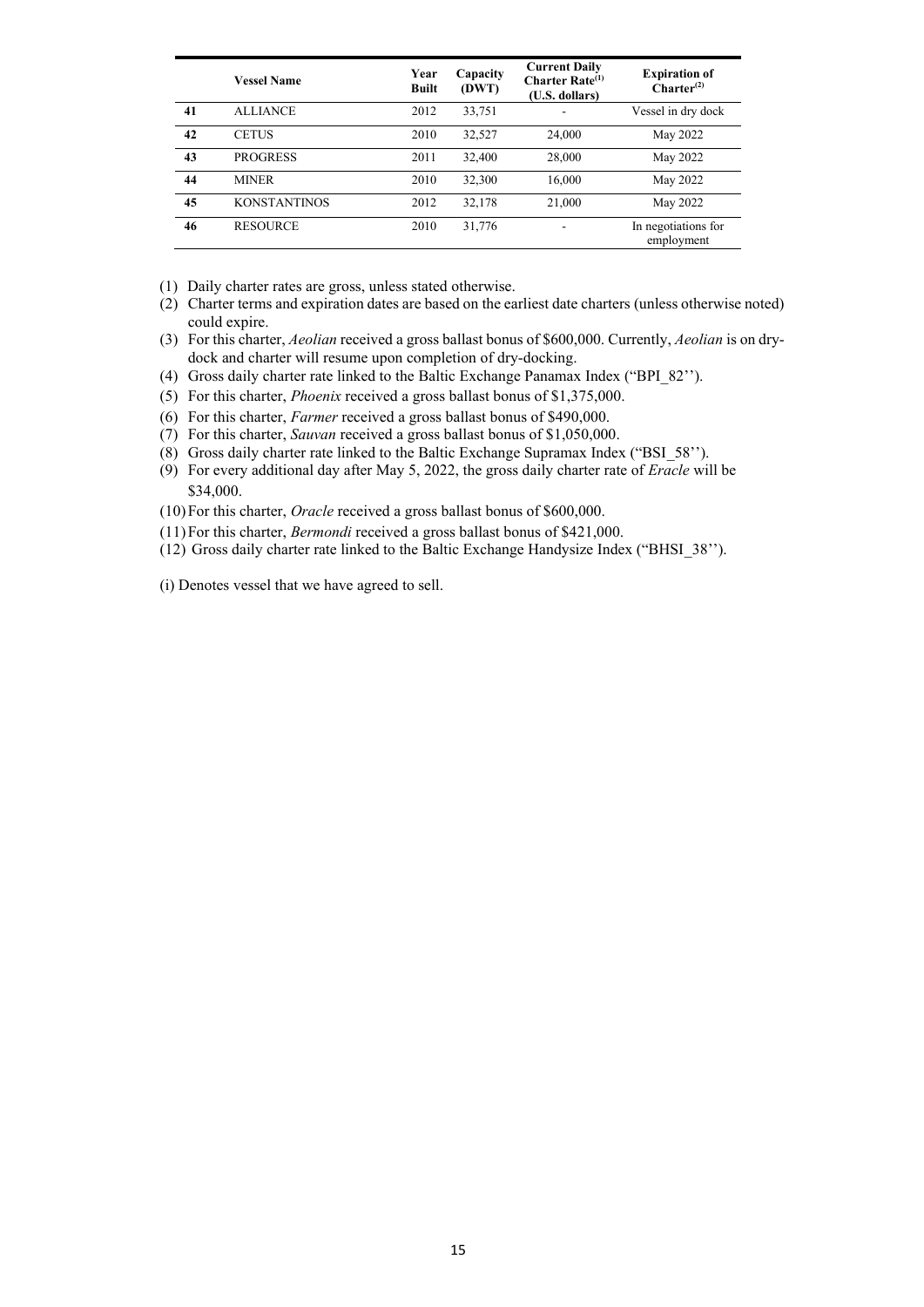|  | Vessel Name | Year Built | Capacity (DWT) | Current Daily Charter Rate[(1)] (U.S. dollars) | Expiration of Charter[(2)] |
|---|---|---|---|---|---|
| **41** | ALLIANCE | 2012 | 33,751 | - | Vessel in dry dock |
| **42** | CETUS | 2010 | 32,527 | 24,000 | May 2022 |
| **43** | PROGRESS | 2011 | 32,400 | 28,000 | May 2022 |
| **44** | MINER | 2010 | 32,300 | 16,000 | May 2022 |
| **45** | KONSTANTINOS | 2012 | 32,178 | 21,000 | May 2022 |
| **46** | RESOURCE | 2010 | 31,776 | - | In negotiations for employment |

(1) Daily charter rates are gross, unless stated otherwise.

(2) Charter terms and expiration dates are based on the earliest date charters (unless otherwise noted) could expire.

(3) For this charter, *Aeolian* received a gross ballast bonus of $600,000. Currently, *Aeolian* is on dry-dock and charter will resume upon completion of dry-docking.

(4) Gross daily charter rate linked to the Baltic Exchange Panamax Index ("BPI_82'').

(5) For this charter, *Phoenix* received a gross ballast bonus of $1,375,000.

(6) For this charter, *Farmer* received a gross ballast bonus of $490,000.

(7) For this charter, *Sauvan* received a gross ballast bonus of $1,050,000.

(8) Gross daily charter rate linked to the Baltic Exchange Supramax Index ("BSI_58'').

(9) For every additional day after May 5, 2022, the gross daily charter rate of *Eracle* will be $34,000.

(10) For this charter, *Oracle* received a gross ballast bonus of $600,000.

(11) For this charter, *Bermondi* received a gross ballast bonus of $421,000.

(12) Gross daily charter rate linked to the Baltic Exchange Handysize Index ("BHSI_38'').

(i) Denotes vessel that we have agreed to sell.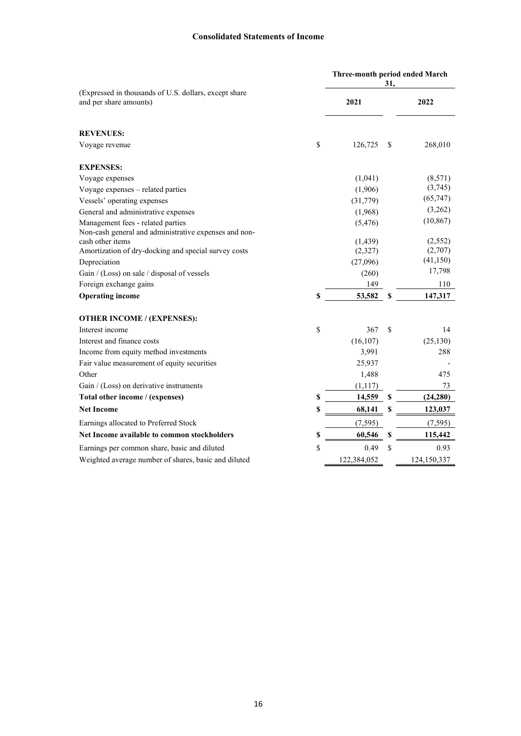## Consolidated Statements of Income

| (Expressed in thousands of U.S. dollars, except share and per share amounts) | Three-month period ended March 31, 2021 | Three-month period ended March 31, 2022 |
|---|---|---|
| **REVENUES:** | | |
| Voyage revenue | $ 126,725 | $ 268,010 |
| **EXPENSES:** | | |
| Voyage expenses | (1,041) | (8,571) |
| Voyage expenses – related parties | (1,906) | (3,745) |
| Vessels' operating expenses | (31,779) | (65,747) |
| General and administrative expenses | (1,968) | (3,262) |
| Management fees - related parties | (5,476) | (10,867) |
| Non-cash general and administrative expenses and non-cash other items | (1,439) | (2,552) |
| Amortization of dry-docking and special survey costs | (2,327) | (2,707) |
| Depreciation | (27,096) | (41,150) |
| Gain / (Loss) on sale / disposal of vessels | (260) | 17,798 |
| Foreign exchange gains | 149 | 110 |
| **Operating income** | **$ 53,582** | **$ 147,317** |
| **OTHER INCOME / (EXPENSES):** | | |
| Interest income | $ 367 | $ 14 |
| Interest and finance costs | (16,107) | (25,130) |
| Income from equity method investments | 3,991 | 288 |
| Fair value measurement of equity securities | 25,937 | - |
| Other | 1,488 | 475 |
| Gain / (Loss) on derivative instruments | (1,117) | 73 |
| **Total other income / (expenses)** | **$ 14,559** | **$ (24,280)** |
| **Net Income** | **$ 68,141** | **$ 123,037** |
| Earnings allocated to Preferred Stock | (7,595) | (7,595) |
| **Net Income available to common stockholders** | **$ 60,546** | **$ 115,442** |
| Earnings per common share, basic and diluted | $ 0.49 | $ 0.93 |
| Weighted average number of shares, basic and diluted | 122,384,052 | 124,150,337 |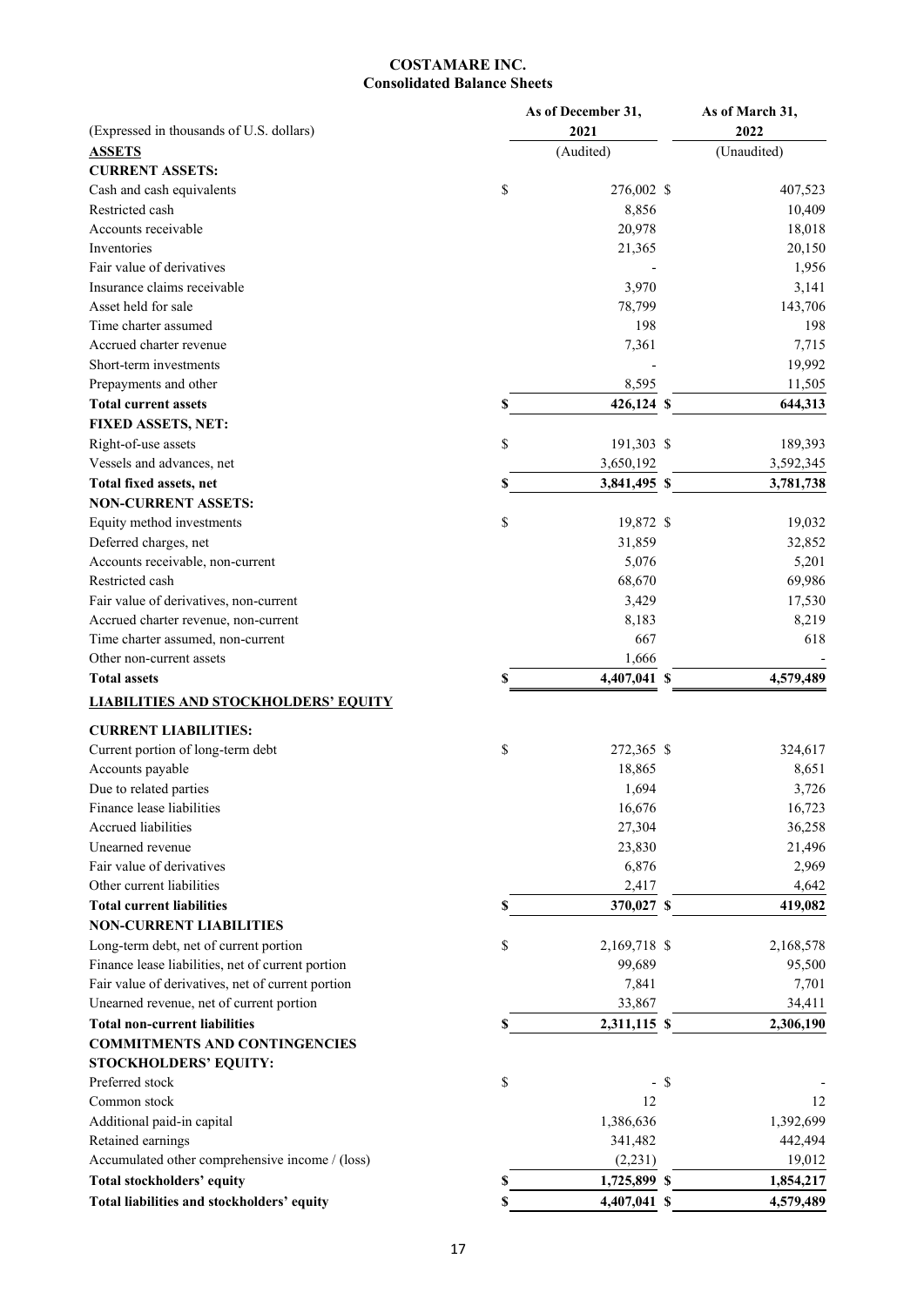# COSTAMARE INC.

## Consolidated Balance Sheets

| (Expressed in thousands of U.S. dollars) | As of December 31, 2021 | As of March 31, 2022 |
|---|---|---|
| **ASSETS** | (Audited) | (Unaudited) |
| **CURRENT ASSETS:** | | |
| Cash and cash equivalents | $ 276,002 | $ 407,523 |
| Restricted cash | 8,856 | 10,409 |
| Accounts receivable | 20,978 | 18,018 |
| Inventories | 21,365 | 20,150 |
| Fair value of derivatives | - | 1,956 |
| Insurance claims receivable | 3,970 | 3,141 |
| Asset held for sale | 78,799 | 143,706 |
| Time charter assumed | 198 | 198 |
| Accrued charter revenue | 7,361 | 7,715 |
| Short-term investments | - | 19,992 |
| Prepayments and other | 8,595 | 11,505 |
| **Total current assets** | **$ 426,124** | **$ 644,313** |
| **FIXED ASSETS, NET:** | | |
| Right-of-use assets | $ 191,303 | $ 189,393 |
| Vessels and advances, net | 3,650,192 | 3,592,345 |
| **Total fixed assets, net** | **$ 3,841,495** | **$ 3,781,738** |
| **NON-CURRENT ASSETS:** | | |
| Equity method investments | $ 19,872 | $ 19,032 |
| Deferred charges, net | 31,859 | 32,852 |
| Accounts receivable, non-current | 5,076 | 5,201 |
| Restricted cash | 68,670 | 69,986 |
| Fair value of derivatives, non-current | 3,429 | 17,530 |
| Accrued charter revenue, non-current | 8,183 | 8,219 |
| Time charter assumed, non-current | 667 | 618 |
| Other non-current assets | 1,666 | - |
| **Total assets** | **$ 4,407,041** | **$ 4,579,489** |
| **LIABILITIES AND STOCKHOLDERS' EQUITY** | | |
| **CURRENT LIABILITIES:** | | |
| Current portion of long-term debt | $ 272,365 | $ 324,617 |
| Accounts payable | 18,865 | 8,651 |
| Due to related parties | 1,694 | 3,726 |
| Finance lease liabilities | 16,676 | 16,723 |
| Accrued liabilities | 27,304 | 36,258 |
| Unearned revenue | 23,830 | 21,496 |
| Fair value of derivatives | 6,876 | 2,969 |
| Other current liabilities | 2,417 | 4,642 |
| **Total current liabilities** | **$ 370,027** | **$ 419,082** |
| **NON-CURRENT LIABILITIES** | | |
| Long-term debt, net of current portion | $ 2,169,718 | $ 2,168,578 |
| Finance lease liabilities, net of current portion | 99,689 | 95,500 |
| Fair value of derivatives, net of current portion | 7,841 | 7,701 |
| Unearned revenue, net of current portion | 33,867 | 34,411 |
| **Total non-current liabilities** | **$ 2,311,115** | **$ 2,306,190** |
| **COMMITMENTS AND CONTINGENCIES** | | |
| **STOCKHOLDERS' EQUITY:** | | |
| Preferred stock | $ - | $ - |
| Common stock | 12 | 12 |
| Additional paid-in capital | 1,386,636 | 1,392,699 |
| Retained earnings | 341,482 | 442,494 |
| Accumulated other comprehensive income / (loss) | (2,231) | 19,012 |
| **Total stockholders' equity** | **$ 1,725,899** | **$ 1,854,217** |
| **Total liabilities and stockholders' equity** | **$ 4,407,041** | **$ 4,579,489** |